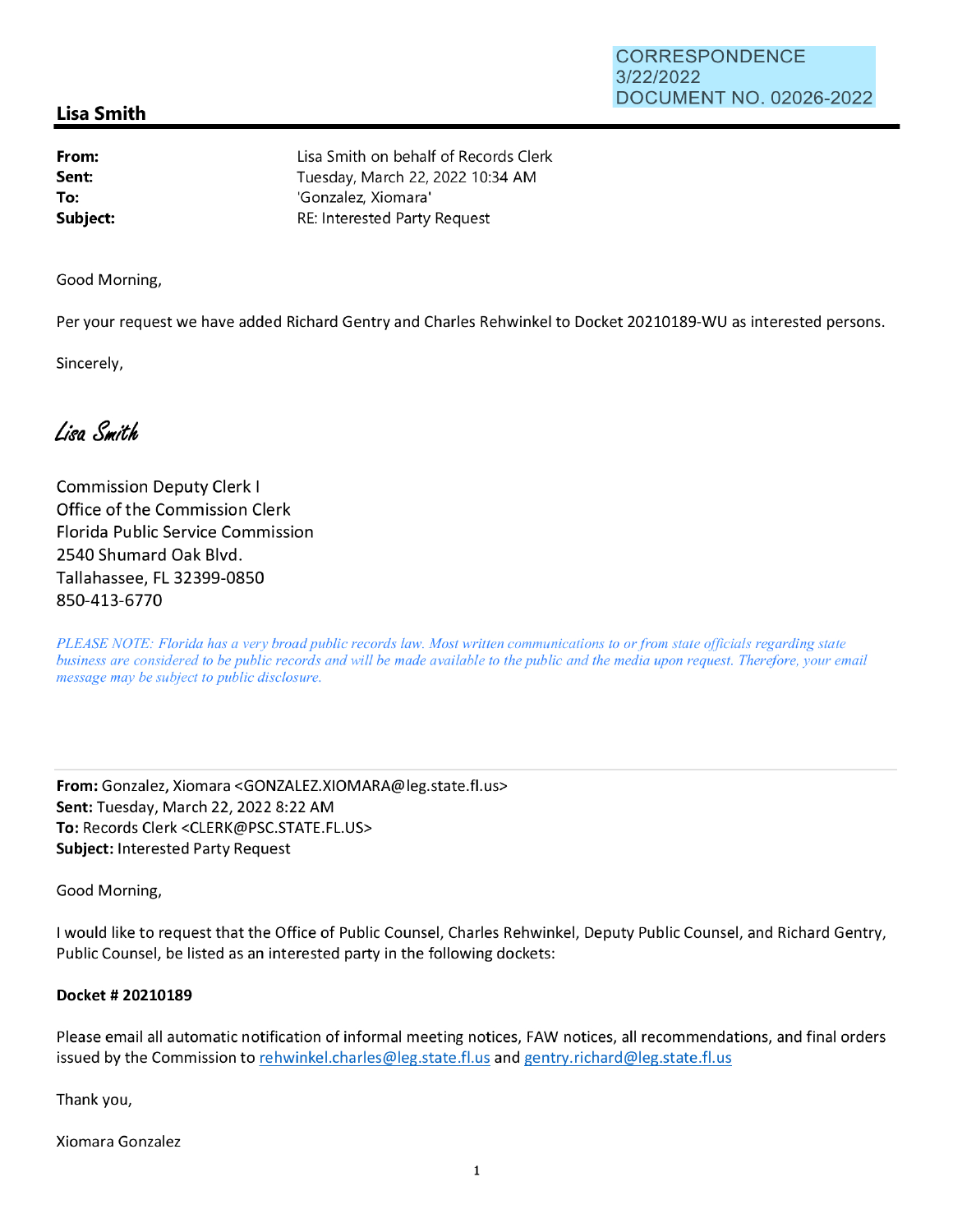CORRESPONDENCE
3/22/2022
DOCUMENT NO. 02026-2022

## Lisa Smith

**From:** Lisa Smith on behalf of Records Clerk
**Sent:** Tuesday, March 22, 2022 10:34 AM
**To:** 'Gonzalez, Xiomara'
**Subject:** RE: Interested Party Request

Good Morning,

Per your request we have added Richard Gentry and Charles Rehwinkel to Docket 20210189-WU as interested persons.

Sincerely,

*Lisa Smith*

Commission Deputy Clerk I
Office of the Commission Clerk
Florida Public Service Commission
2540 Shumard Oak Blvd.
Tallahassee, FL 32399-0850
850-413-6770

*PLEASE NOTE: Florida has a very broad public records law. Most written communications to or from state officials regarding state business are considered to be public records and will be made available to the public and the media upon request. Therefore, your email message may be subject to public disclosure.*

---

**From:** Gonzalez, Xiomara <GONZALEZ.XIOMARA@leg.state.fl.us>
**Sent:** Tuesday, March 22, 2022 8:22 AM
**To:** Records Clerk <CLERK@PSC.STATE.FL.US>
**Subject:** Interested Party Request

Good Morning,

I would like to request that the Office of Public Counsel, Charles Rehwinkel, Deputy Public Counsel, and Richard Gentry, Public Counsel, be listed as an interested party in the following dockets:

**Docket # 20210189**

Please email all automatic notification of informal meeting notices, FAW notices, all recommendations, and final orders issued by the Commission to rehwinkel.charles@leg.state.fl.us and gentry.richard@leg.state.fl.us

Thank you,

Xiomara Gonzalez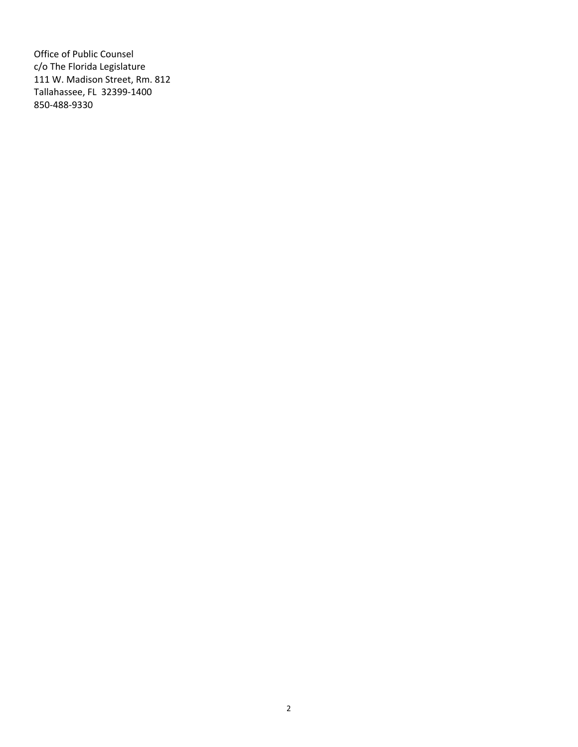Office of Public Counsel
c/o The Florida Legislature
111 W. Madison Street, Rm. 812
Tallahassee, FL 32399-1400
850-488-9330